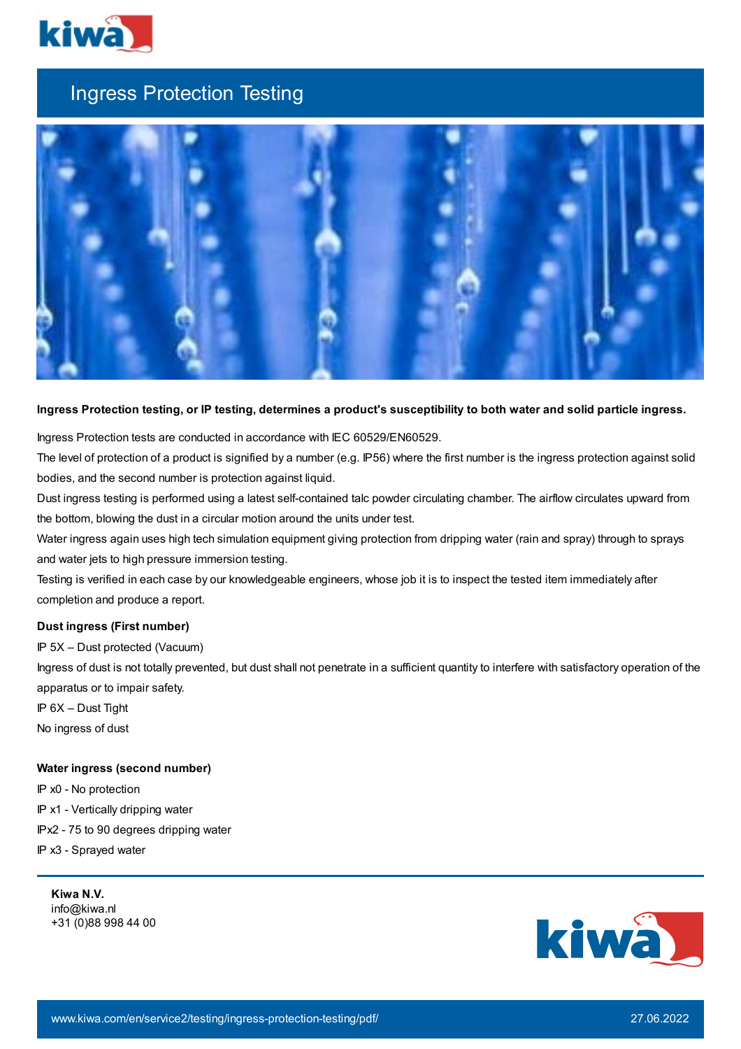# Ingress Protection Testing

**Ingress Protection testing, or IP testing, determines a product's susceptibility to both water and solid particle ingress.**

Ingress Protection tests are conducted in accordance with IEC 60529/EN60529.

The level of protection of a product is signified by a number (e.g. IP56) where the first number is the ingress protection against solid bodies, and the second number is protection against liquid.

Dust ingress testing is performed using a latest self-contained talc powder circulating chamber. The airflow circulates upward from the bottom, blowing the dust in a circular motion around the units under test.

Water ingress again uses high tech simulation equipment giving protection from dripping water (rain and spray) through to sprays and water jets to high pressure immersion testing.

Testing is verified in each case by our knowledgeable engineers, whose job it is to inspect the tested item immediately after completion and produce a report.

**Dust ingress (First number)**

IP 5X – Dust protected (Vacuum)

Ingress of dust is not totally prevented, but dust shall not penetrate in a sufficient quantity to interfere with satisfactory operation of the apparatus or to impair safety.

IP 6X – Dust Tight

No ingress of dust

**Water ingress (second number)**

IP x0 - No protection

IP x1 - Vertically dripping water

IPx2 - 75 to 90 degrees dripping water

IP x3 - Sprayed water

**Kiwa N.V.**
info@kiwa.nl
+31 (0)88 998 44 00

www.kiwa.com/en/service2/testing/ingress-protection-testing/pdf/ 27.06.2022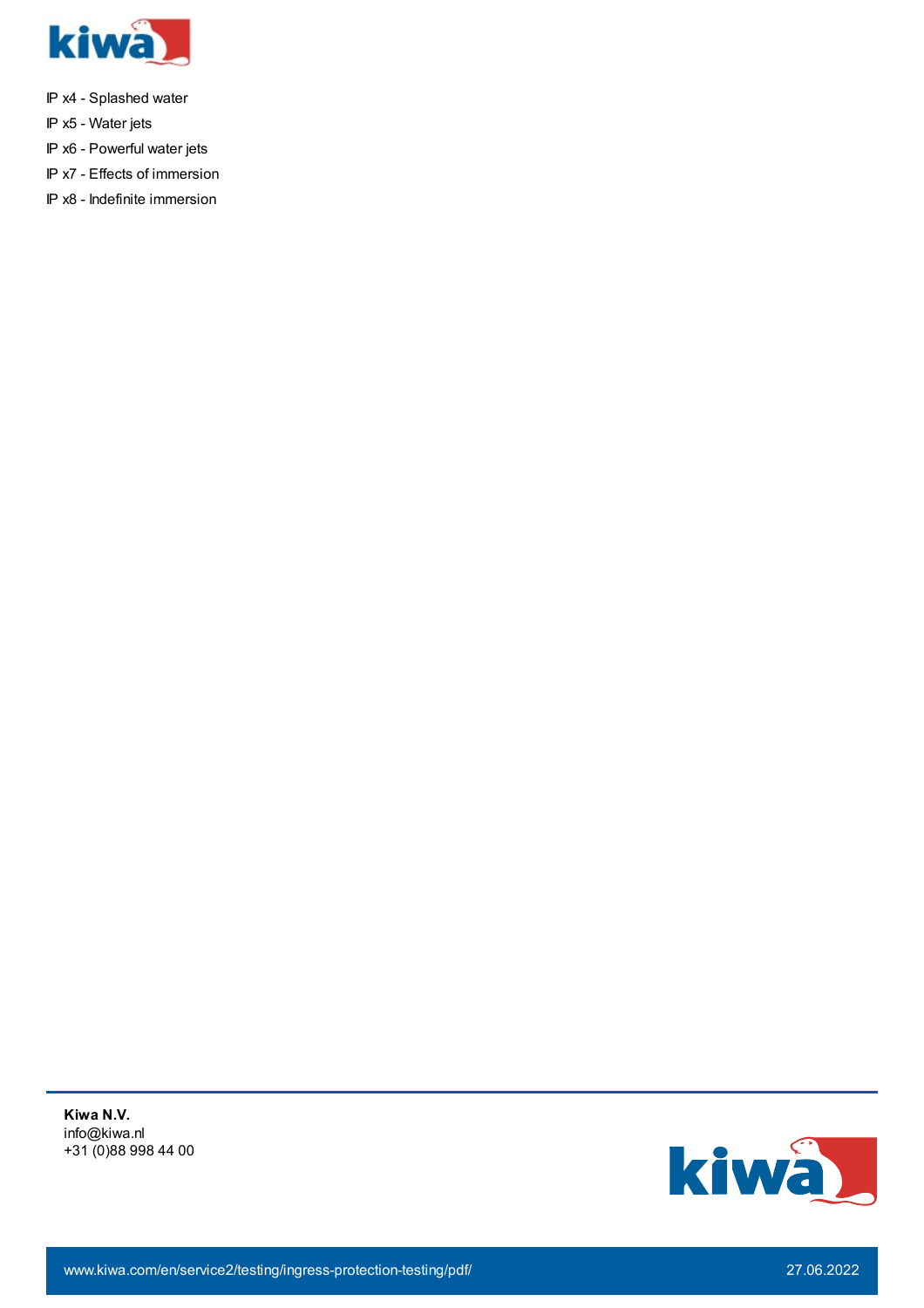IP x4 - Splashed water

IP x5 - Water jets

IP x6 - Powerful water jets

IP x7 - Effects of immersion

IP x8 - Indefinite immersion

**Kiwa N.V.**
info@kiwa.nl
+31 (0)88 998 44 00

www.kiwa.com/en/service2/testing/ingress-protection-testing/pdf/ 27.06.2022